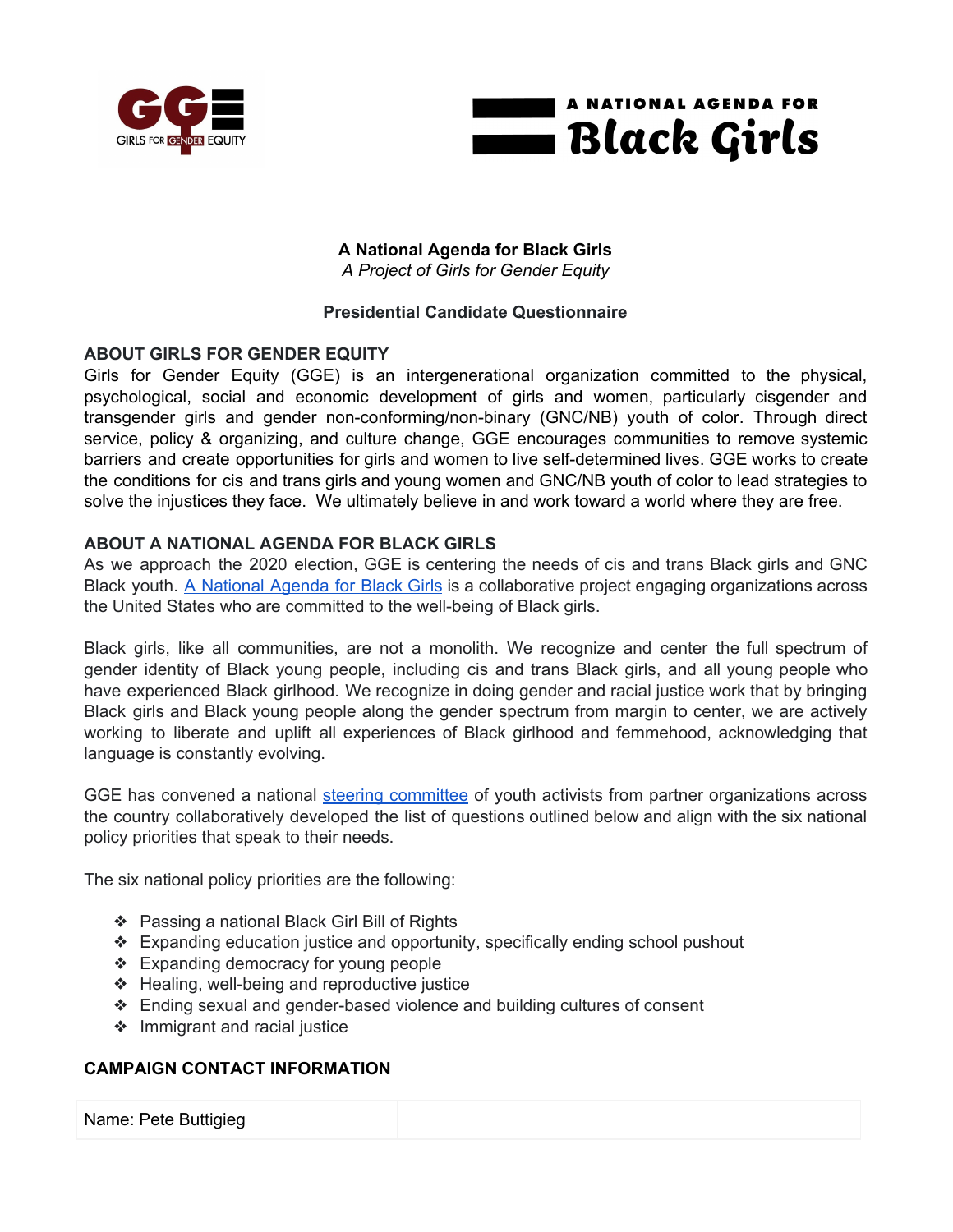GIRLS FOR GENDER EQUITY

A NATIONAL AGENDA FOR **Black Girls**

**A National Agenda for Black Girls**
*A Project of Girls for Gender Equity*

**Presidential Candidate Questionnaire**

## ABOUT GIRLS FOR GENDER EQUITY

Girls for Gender Equity (GGE) is an intergenerational organization committed to the physical, psychological, social and economic development of girls and women, particularly cisgender and transgender girls and gender non-conforming/non-binary (GNC/NB) youth of color. Through direct service, policy & organizing, and culture change, GGE encourages communities to remove systemic barriers and create opportunities for girls and women to live self-determined lives. GGE works to create the conditions for cis and trans girls and young women and GNC/NB youth of color to lead strategies to solve the injustices they face. We ultimately believe in and work toward a world where they are free.

## ABOUT A NATIONAL AGENDA FOR BLACK GIRLS

As we approach the 2020 election, GGE is centering the needs of cis and trans Black girls and GNC Black youth. A National Agenda for Black Girls is a collaborative project engaging organizations across the United States who are committed to the well-being of Black girls.

Black girls, like all communities, are not a monolith. We recognize and center the full spectrum of gender identity of Black young people, including cis and trans Black girls, and all young people who have experienced Black girlhood. We recognize in doing gender and racial justice work that by bringing Black girls and Black young people along the gender spectrum from margin to center, we are actively working to liberate and uplift all experiences of Black girlhood and femmehood, acknowledging that language is constantly evolving.

GGE has convened a national steering committee of youth activists from partner organizations across the country collaboratively developed the list of questions outlined below and align with the six national policy priorities that speak to their needs.

The six national policy priorities are the following:

- Passing a national Black Girl Bill of Rights
- Expanding education justice and opportunity, specifically ending school pushout
- Expanding democracy for young people
- Healing, well-being and reproductive justice
- Ending sexual and gender-based violence and building cultures of consent
- Immigrant and racial justice

## CAMPAIGN CONTACT INFORMATION

| Name: Pete Buttigieg | |
|---|---|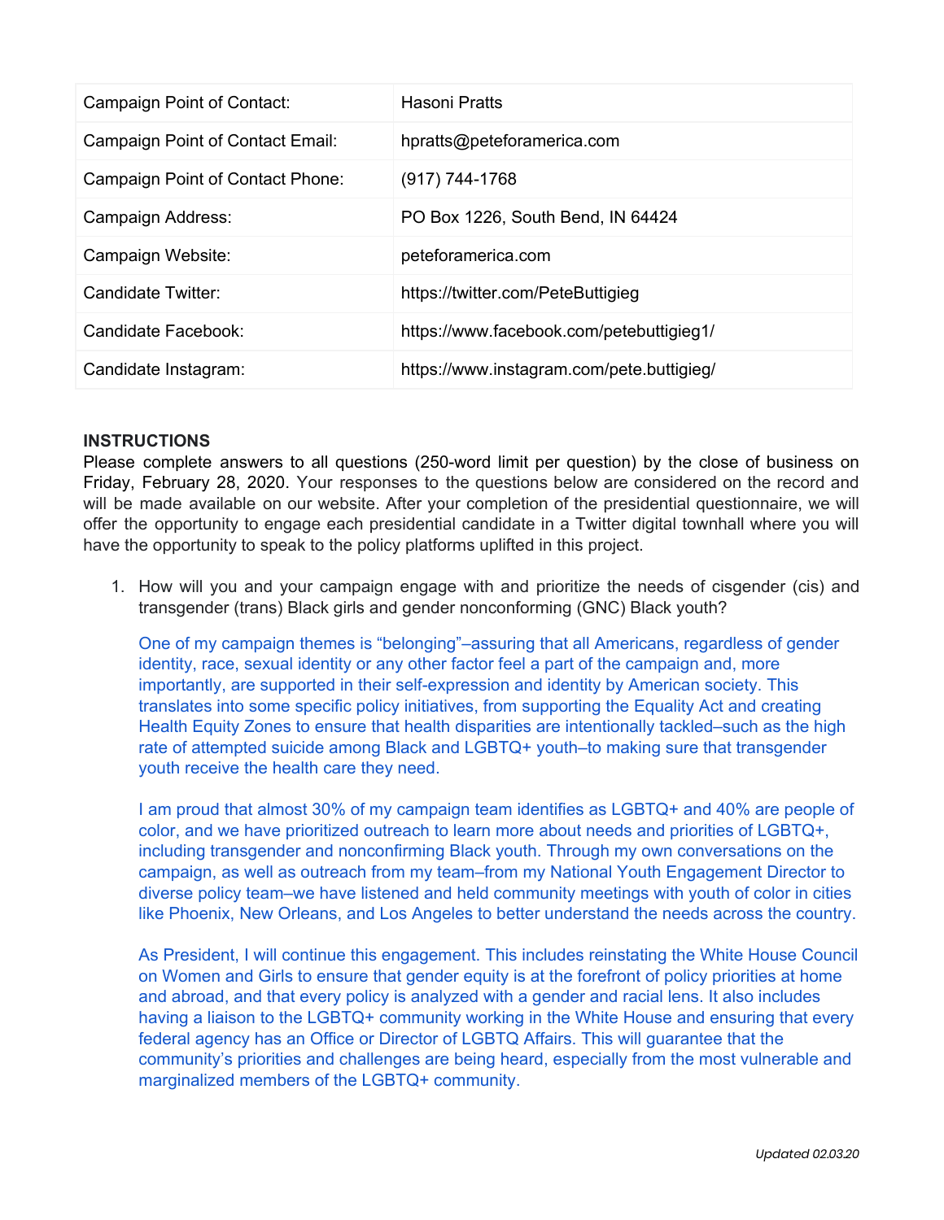| Campaign Point of Contact: | Hasoni Pratts |
|---|---|
| Campaign Point of Contact Email: | hpratts@peteforamerica.com |
| Campaign Point of Contact Phone: | (917) 744-1768 |
| Campaign Address: | PO Box 1226, South Bend, IN 64424 |
| Campaign Website: | peteforamerica.com |
| Candidate Twitter: | https://twitter.com/PeteButtigieg |
| Candidate Facebook: | https://www.facebook.com/petebuttigieg1/ |
| Candidate Instagram: | https://www.instagram.com/pete.buttigieg/ |

**INSTRUCTIONS**

Please complete answers to all questions (250-word limit per question) by the close of business on Friday, February 28, 2020. Your responses to the questions below are considered on the record and will be made available on our website. After your completion of the presidential questionnaire, we will offer the opportunity to engage each presidential candidate in a Twitter digital townhall where you will have the opportunity to speak to the policy platforms uplifted in this project.

1. How will you and your campaign engage with and prioritize the needs of cisgender (cis) and transgender (trans) Black girls and gender nonconforming (GNC) Black youth?

   One of my campaign themes is "belonging"–assuring that all Americans, regardless of gender identity, race, sexual identity or any other factor feel a part of the campaign and, more importantly, are supported in their self-expression and identity by American society. This translates into some specific policy initiatives, from supporting the Equality Act and creating Health Equity Zones to ensure that health disparities are intentionally tackled–such as the high rate of attempted suicide among Black and LGBTQ+ youth–to making sure that transgender youth receive the health care they need.

   I am proud that almost 30% of my campaign team identifies as LGBTQ+ and 40% are people of color, and we have prioritized outreach to learn more about needs and priorities of LGBTQ+, including transgender and nonconfirming Black youth. Through my own conversations on the campaign, as well as outreach from my team–from my National Youth Engagement Director to diverse policy team–we have listened and held community meetings with youth of color in cities like Phoenix, New Orleans, and Los Angeles to better understand the needs across the country.

   As President, I will continue this engagement. This includes reinstating the White House Council on Women and Girls to ensure that gender equity is at the forefront of policy priorities at home and abroad, and that every policy is analyzed with a gender and racial lens. It also includes having a liaison to the LGBTQ+ community working in the White House and ensuring that every federal agency has an Office or Director of LGBTQ Affairs. This will guarantee that the community's priorities and challenges are being heard, especially from the most vulnerable and marginalized members of the LGBTQ+ community.

*Updated 02.03.20*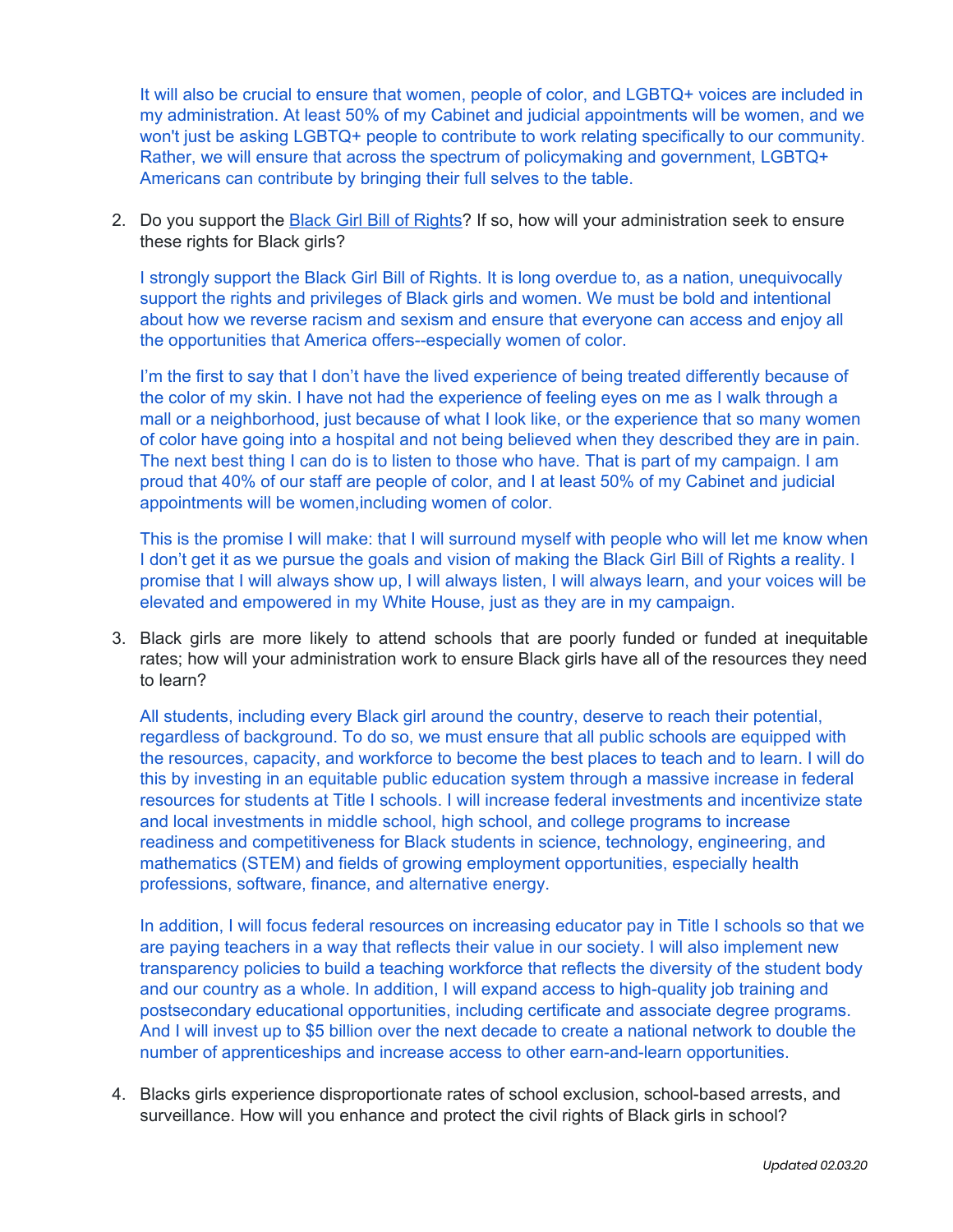It will also be crucial to ensure that women, people of color, and LGBTQ+ voices are included in my administration. At least 50% of my Cabinet and judicial appointments will be women, and we won't just be asking LGBTQ+ people to contribute to work relating specifically to our community. Rather, we will ensure that across the spectrum of policymaking and government, LGBTQ+ Americans can contribute by bringing their full selves to the table.

2. Do you support the Black Girl Bill of Rights? If so, how will your administration seek to ensure these rights for Black girls?

   I strongly support the Black Girl Bill of Rights. It is long overdue to, as a nation, unequivocally support the rights and privileges of Black girls and women. We must be bold and intentional about how we reverse racism and sexism and ensure that everyone can access and enjoy all the opportunities that America offers--especially women of color.

   I'm the first to say that I don't have the lived experience of being treated differently because of the color of my skin. I have not had the experience of feeling eyes on me as I walk through a mall or a neighborhood, just because of what I look like, or the experience that so many women of color have going into a hospital and not being believed when they described they are in pain. The next best thing I can do is to listen to those who have. That is part of my campaign. I am proud that 40% of our staff are people of color, and I at least 50% of my Cabinet and judicial appointments will be women,including women of color.

   This is the promise I will make: that I will surround myself with people who will let me know when I don't get it as we pursue the goals and vision of making the Black Girl Bill of Rights a reality. I promise that I will always show up, I will always listen, I will always learn, and your voices will be elevated and empowered in my White House, just as they are in my campaign.

3. Black girls are more likely to attend schools that are poorly funded or funded at inequitable rates; how will your administration work to ensure Black girls have all of the resources they need to learn?

   All students, including every Black girl around the country, deserve to reach their potential, regardless of background. To do so, we must ensure that all public schools are equipped with the resources, capacity, and workforce to become the best places to teach and to learn. I will do this by investing in an equitable public education system through a massive increase in federal resources for students at Title I schools. I will increase federal investments and incentivize state and local investments in middle school, high school, and college programs to increase readiness and competitiveness for Black students in science, technology, engineering, and mathematics (STEM) and fields of growing employment opportunities, especially health professions, software, finance, and alternative energy.

   In addition, I will focus federal resources on increasing educator pay in Title I schools so that we are paying teachers in a way that reflects their value in our society. I will also implement new transparency policies to build a teaching workforce that reflects the diversity of the student body and our country as a whole. In addition, I will expand access to high-quality job training and postsecondary educational opportunities, including certificate and associate degree programs. And I will invest up to $5 billion over the next decade to create a national network to double the number of apprenticeships and increase access to other earn-and-learn opportunities.

4. Blacks girls experience disproportionate rates of school exclusion, school-based arrests, and surveillance. How will you enhance and protect the civil rights of Black girls in school?

*Updated 02.03.20*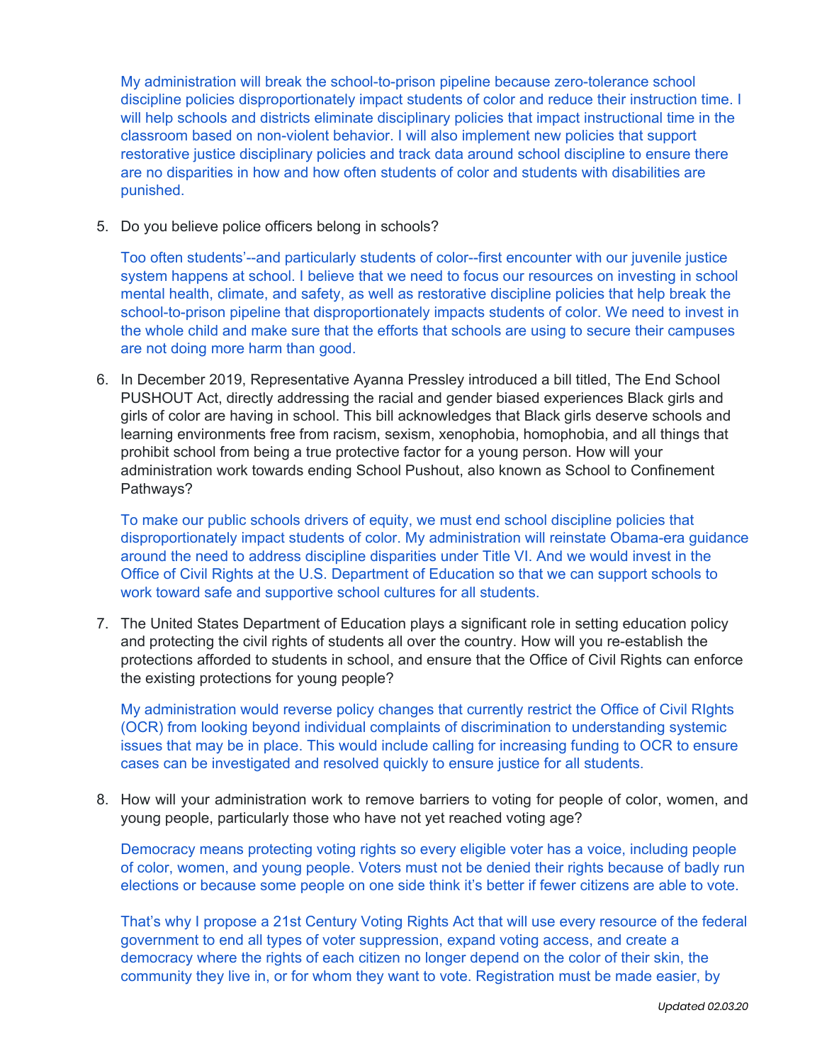My administration will break the school-to-prison pipeline because zero-tolerance school discipline policies disproportionately impact students of color and reduce their instruction time. I will help schools and districts eliminate disciplinary policies that impact instructional time in the classroom based on non-violent behavior. I will also implement new policies that support restorative justice disciplinary policies and track data around school discipline to ensure there are no disparities in how and how often students of color and students with disabilities are punished.

5. Do you believe police officers belong in schools?

   Too often students'--and particularly students of color--first encounter with our juvenile justice system happens at school. I believe that we need to focus our resources on investing in school mental health, climate, and safety, as well as restorative discipline policies that help break the school-to-prison pipeline that disproportionately impacts students of color. We need to invest in the whole child and make sure that the efforts that schools are using to secure their campuses are not doing more harm than good.

6. In December 2019, Representative Ayanna Pressley introduced a bill titled, The End School PUSHOUT Act, directly addressing the racial and gender biased experiences Black girls and girls of color are having in school. This bill acknowledges that Black girls deserve schools and learning environments free from racism, sexism, xenophobia, homophobia, and all things that prohibit school from being a true protective factor for a young person. How will your administration work towards ending School Pushout, also known as School to Confinement Pathways?

   To make our public schools drivers of equity, we must end school discipline policies that disproportionately impact students of color. My administration will reinstate Obama-era guidance around the need to address discipline disparities under Title VI. And we would invest in the Office of Civil Rights at the U.S. Department of Education so that we can support schools to work toward safe and supportive school cultures for all students.

7. The United States Department of Education plays a significant role in setting education policy and protecting the civil rights of students all over the country. How will you re-establish the protections afforded to students in school, and ensure that the Office of Civil Rights can enforce the existing protections for young people?

   My administration would reverse policy changes that currently restrict the Office of Civil RIghts (OCR) from looking beyond individual complaints of discrimination to understanding systemic issues that may be in place. This would include calling for increasing funding to OCR to ensure cases can be investigated and resolved quickly to ensure justice for all students.

8. How will your administration work to remove barriers to voting for people of color, women, and young people, particularly those who have not yet reached voting age?

   Democracy means protecting voting rights so every eligible voter has a voice, including people of color, women, and young people. Voters must not be denied their rights because of badly run elections or because some people on one side think it's better if fewer citizens are able to vote.

   That's why I propose a 21st Century Voting Rights Act that will use every resource of the federal government to end all types of voter suppression, expand voting access, and create a democracy where the rights of each citizen no longer depend on the color of their skin, the community they live in, or for whom they want to vote. Registration must be made easier, by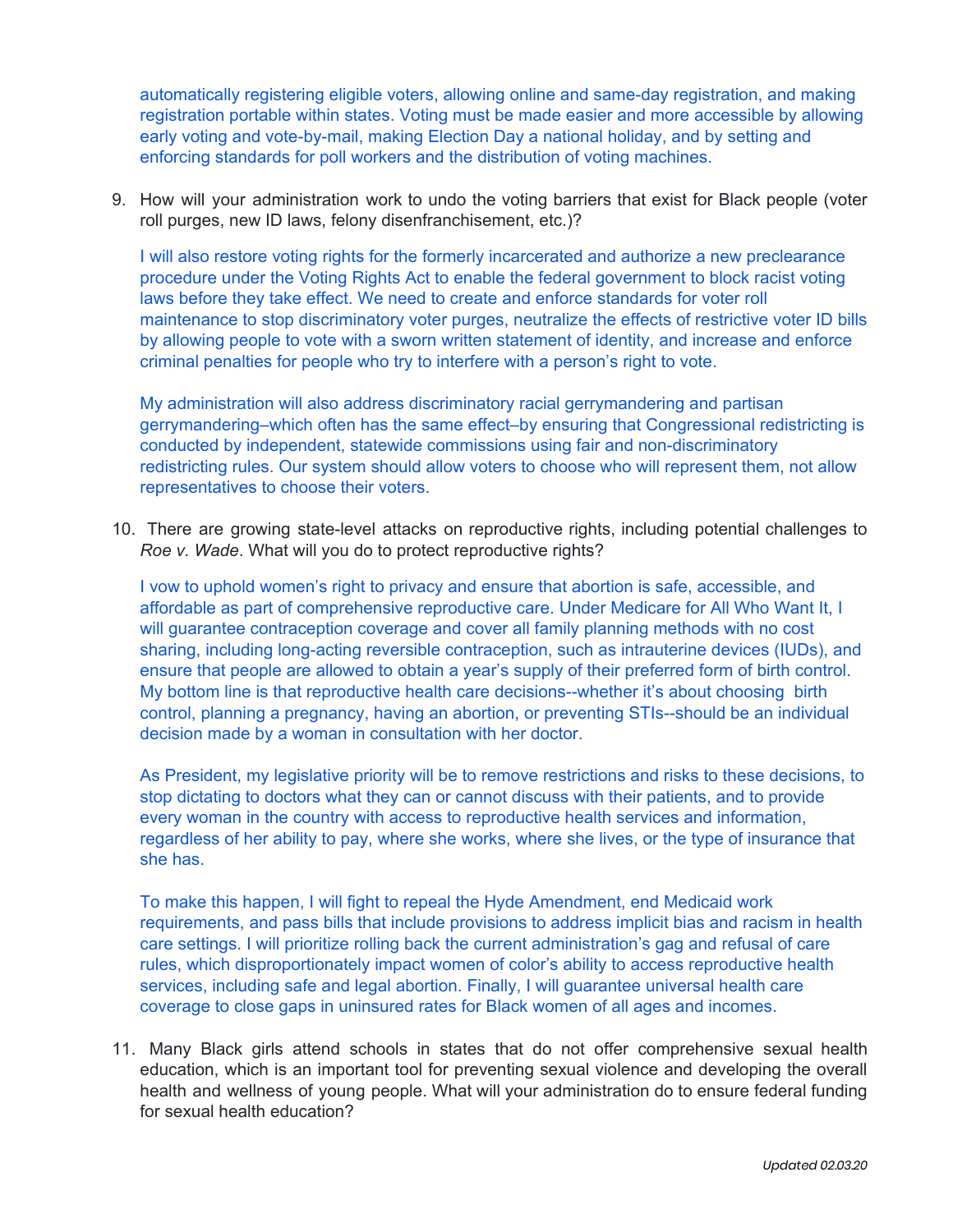automatically registering eligible voters, allowing online and same-day registration, and making registration portable within states. Voting must be made easier and more accessible by allowing early voting and vote-by-mail, making Election Day a national holiday, and by setting and enforcing standards for poll workers and the distribution of voting machines.

9. How will your administration work to undo the voting barriers that exist for Black people (voter roll purges, new ID laws, felony disenfranchisement, etc.)?

   I will also restore voting rights for the formerly incarcerated and authorize a new preclearance procedure under the Voting Rights Act to enable the federal government to block racist voting laws before they take effect. We need to create and enforce standards for voter roll maintenance to stop discriminatory voter purges, neutralize the effects of restrictive voter ID bills by allowing people to vote with a sworn written statement of identity, and increase and enforce criminal penalties for people who try to interfere with a person's right to vote.

   My administration will also address discriminatory racial gerrymandering and partisan gerrymandering–which often has the same effect–by ensuring that Congressional redistricting is conducted by independent, statewide commissions using fair and non-discriminatory redistricting rules. Our system should allow voters to choose who will represent them, not allow representatives to choose their voters.

10. There are growing state-level attacks on reproductive rights, including potential challenges to *Roe v. Wade*. What will you do to protect reproductive rights?

    I vow to uphold women's right to privacy and ensure that abortion is safe, accessible, and affordable as part of comprehensive reproductive care. Under Medicare for All Who Want It, I will guarantee contraception coverage and cover all family planning methods with no cost sharing, including long-acting reversible contraception, such as intrauterine devices (IUDs), and ensure that people are allowed to obtain a year's supply of their preferred form of birth control. My bottom line is that reproductive health care decisions--whether it's about choosing birth control, planning a pregnancy, having an abortion, or preventing STIs--should be an individual decision made by a woman in consultation with her doctor.

    As President, my legislative priority will be to remove restrictions and risks to these decisions, to stop dictating to doctors what they can or cannot discuss with their patients, and to provide every woman in the country with access to reproductive health services and information, regardless of her ability to pay, where she works, where she lives, or the type of insurance that she has.

    To make this happen, I will fight to repeal the Hyde Amendment, end Medicaid work requirements, and pass bills that include provisions to address implicit bias and racism in health care settings. I will prioritize rolling back the current administration's gag and refusal of care rules, which disproportionately impact women of color's ability to access reproductive health services, including safe and legal abortion. Finally, I will guarantee universal health care coverage to close gaps in uninsured rates for Black women of all ages and incomes.

11. Many Black girls attend schools in states that do not offer comprehensive sexual health education, which is an important tool for preventing sexual violence and developing the overall health and wellness of young people. What will your administration do to ensure federal funding for sexual health education?

*Updated 02.03.20*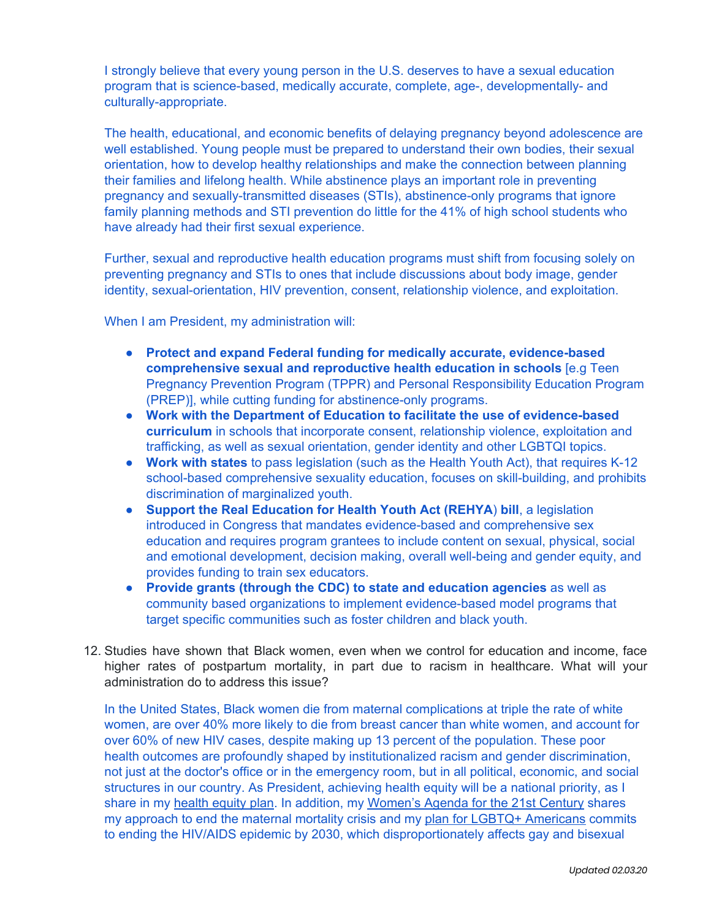I strongly believe that every young person in the U.S. deserves to have a sexual education program that is science-based, medically accurate, complete, age-, developmentally- and culturally-appropriate.

The health, educational, and economic benefits of delaying pregnancy beyond adolescence are well established. Young people must be prepared to understand their own bodies, their sexual orientation, how to develop healthy relationships and make the connection between planning their families and lifelong health. While abstinence plays an important role in preventing pregnancy and sexually-transmitted diseases (STIs), abstinence-only programs that ignore family planning methods and STI prevention do little for the 41% of high school students who have already had their first sexual experience.

Further, sexual and reproductive health education programs must shift from focusing solely on preventing pregnancy and STIs to ones that include discussions about body image, gender identity, sexual-orientation, HIV prevention, consent, relationship violence, and exploitation.

When I am President, my administration will:

- **Protect and expand Federal funding for medically accurate, evidence-based comprehensive sexual and reproductive health education in schools** [e.g Teen Pregnancy Prevention Program (TPPR) and Personal Responsibility Education Program (PREP)], while cutting funding for abstinence-only programs.
- **Work with the Department of Education to facilitate the use of evidence-based curriculum** in schools that incorporate consent, relationship violence, exploitation and trafficking, as well as sexual orientation, gender identity and other LGBTQI topics.
- **Work with states** to pass legislation (such as the Health Youth Act), that requires K-12 school-based comprehensive sexuality education, focuses on skill-building, and prohibits discrimination of marginalized youth.
- **Support the Real Education for Health Youth Act (REHYA) bill**, a legislation introduced in Congress that mandates evidence-based and comprehensive sex education and requires program grantees to include content on sexual, physical, social and emotional development, decision making, overall well-being and gender equity, and provides funding to train sex educators.
- **Provide grants (through the CDC) to state and education agencies** as well as community based organizations to implement evidence-based model programs that target specific communities such as foster children and black youth.

12. Studies have shown that Black women, even when we control for education and income, face higher rates of postpartum mortality, in part due to racism in healthcare. What will your administration do to address this issue?

In the United States, Black women die from maternal complications at triple the rate of white women, are over 40% more likely to die from breast cancer than white women, and account for over 60% of new HIV cases, despite making up 13 percent of the population. These poor health outcomes are profoundly shaped by institutionalized racism and gender discrimination, not just at the doctor's office or in the emergency room, but in all political, economic, and social structures in our country. As President, achieving health equity will be a national priority, as I share in my health equity plan. In addition, my Women's Agenda for the 21st Century shares my approach to end the maternal mortality crisis and my plan for LGBTQ+ Americans commits to ending the HIV/AIDS epidemic by 2030, which disproportionately affects gay and bisexual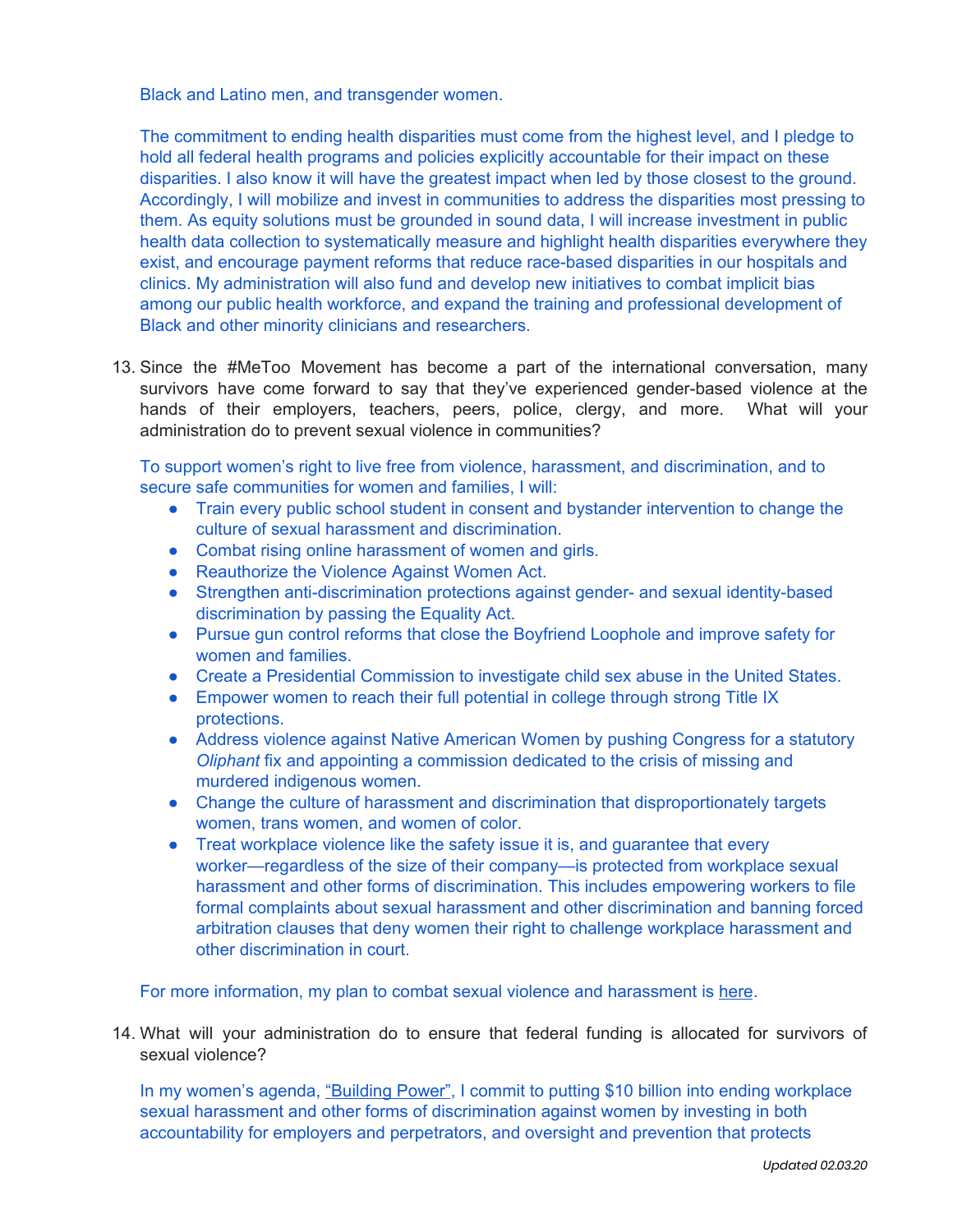Black and Latino men, and transgender women.

The commitment to ending health disparities must come from the highest level, and I pledge to hold all federal health programs and policies explicitly accountable for their impact on these disparities. I also know it will have the greatest impact when led by those closest to the ground. Accordingly, I will mobilize and invest in communities to address the disparities most pressing to them. As equity solutions must be grounded in sound data, I will increase investment in public health data collection to systematically measure and highlight health disparities everywhere they exist, and encourage payment reforms that reduce race-based disparities in our hospitals and clinics. My administration will also fund and develop new initiatives to combat implicit bias among our public health workforce, and expand the training and professional development of Black and other minority clinicians and researchers.

13. Since the #MeToo Movement has become a part of the international conversation, many survivors have come forward to say that they've experienced gender-based violence at the hands of their employers, teachers, peers, police, clergy, and more. What will your administration do to prevent sexual violence in communities?

    To support women's right to live free from violence, harassment, and discrimination, and to secure safe communities for women and families, I will:

    - Train every public school student in consent and bystander intervention to change the culture of sexual harassment and discrimination.
    - Combat rising online harassment of women and girls.
    - Reauthorize the Violence Against Women Act.
    - Strengthen anti-discrimination protections against gender- and sexual identity-based discrimination by passing the Equality Act.
    - Pursue gun control reforms that close the Boyfriend Loophole and improve safety for women and families.
    - Create a Presidential Commission to investigate child sex abuse in the United States.
    - Empower women to reach their full potential in college through strong Title IX protections.
    - Address violence against Native American Women by pushing Congress for a statutory *Oliphant* fix and appointing a commission dedicated to the crisis of missing and murdered indigenous women.
    - Change the culture of harassment and discrimination that disproportionately targets women, trans women, and women of color.
    - Treat workplace violence like the safety issue it is, and guarantee that every worker—regardless of the size of their company—is protected from workplace sexual harassment and other forms of discrimination. This includes empowering workers to file formal complaints about sexual harassment and other discrimination and banning forced arbitration clauses that deny women their right to challenge workplace harassment and other discrimination in court.

    For more information, my plan to combat sexual violence and harassment is here.

14. What will your administration do to ensure that federal funding is allocated for survivors of sexual violence?

    In my women's agenda, "Building Power", I commit to putting $10 billion into ending workplace sexual harassment and other forms of discrimination against women by investing in both accountability for employers and perpetrators, and oversight and prevention that protects

*Updated 02.03.20*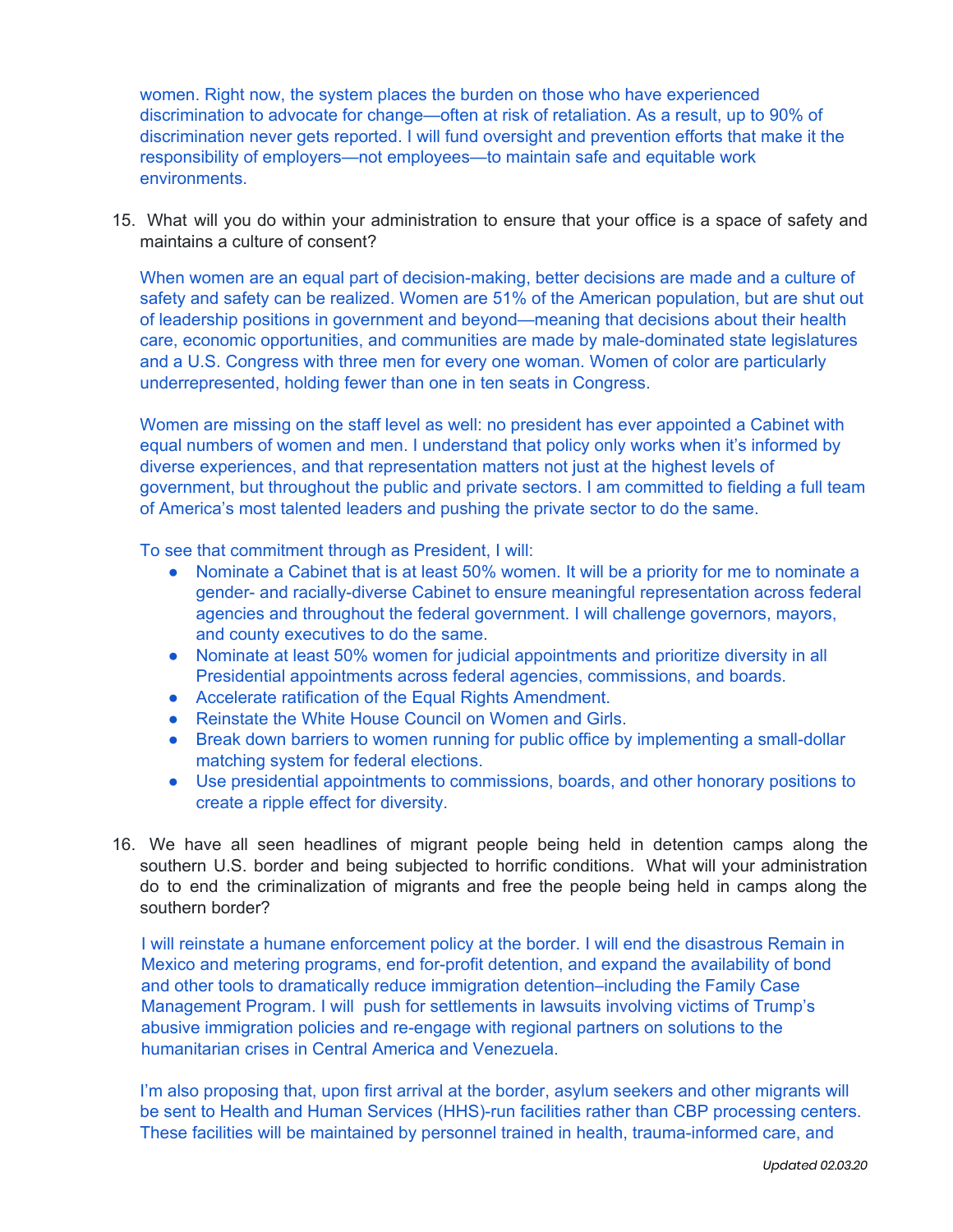women. Right now, the system places the burden on those who have experienced discrimination to advocate for change—often at risk of retaliation. As a result, up to 90% of discrimination never gets reported. I will fund oversight and prevention efforts that make it the responsibility of employers—not employees—to maintain safe and equitable work environments.

15. What will you do within your administration to ensure that your office is a space of safety and maintains a culture of consent?

   When women are an equal part of decision-making, better decisions are made and a culture of safety and safety can be realized. Women are 51% of the American population, but are shut out of leadership positions in government and beyond—meaning that decisions about their health care, economic opportunities, and communities are made by male-dominated state legislatures and a U.S. Congress with three men for every one woman. Women of color are particularly underrepresented, holding fewer than one in ten seats in Congress.

   Women are missing on the staff level as well: no president has ever appointed a Cabinet with equal numbers of women and men. I understand that policy only works when it's informed by diverse experiences, and that representation matters not just at the highest levels of government, but throughout the public and private sectors. I am committed to fielding a full team of America's most talented leaders and pushing the private sector to do the same.

   To see that commitment through as President, I will:

   - Nominate a Cabinet that is at least 50% women. It will be a priority for me to nominate a gender- and racially-diverse Cabinet to ensure meaningful representation across federal agencies and throughout the federal government. I will challenge governors, mayors, and county executives to do the same.
   - Nominate at least 50% women for judicial appointments and prioritize diversity in all Presidential appointments across federal agencies, commissions, and boards.
   - Accelerate ratification of the Equal Rights Amendment.
   - Reinstate the White House Council on Women and Girls.
   - Break down barriers to women running for public office by implementing a small-dollar matching system for federal elections.
   - Use presidential appointments to commissions, boards, and other honorary positions to create a ripple effect for diversity.

16. We have all seen headlines of migrant people being held in detention camps along the southern U.S. border and being subjected to horrific conditions. What will your administration do to end the criminalization of migrants and free the people being held in camps along the southern border?

   I will reinstate a humane enforcement policy at the border. I will end the disastrous Remain in Mexico and metering programs, end for-profit detention, and expand the availability of bond and other tools to dramatically reduce immigration detention–including the Family Case Management Program. I will push for settlements in lawsuits involving victims of Trump's abusive immigration policies and re-engage with regional partners on solutions to the humanitarian crises in Central America and Venezuela.

   I'm also proposing that, upon first arrival at the border, asylum seekers and other migrants will be sent to Health and Human Services (HHS)-run facilities rather than CBP processing centers. These facilities will be maintained by personnel trained in health, trauma-informed care, and

*Updated 02.03.20*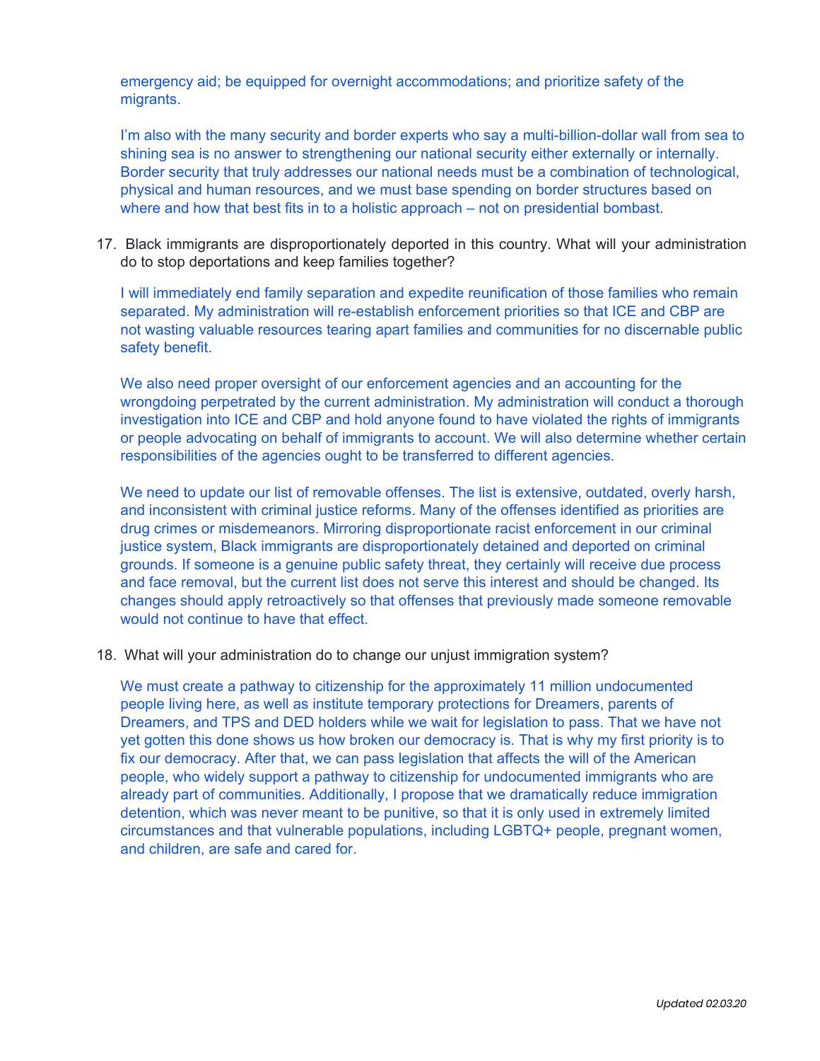emergency aid; be equipped for overnight accommodations; and prioritize safety of the migrants.

I'm also with the many security and border experts who say a multi-billion-dollar wall from sea to shining sea is no answer to strengthening our national security either externally or internally. Border security that truly addresses our national needs must be a combination of technological, physical and human resources, and we must base spending on border structures based on where and how that best fits in to a holistic approach – not on presidential bombast.

17. Black immigrants are disproportionately deported in this country. What will your administration do to stop deportations and keep families together?

   I will immediately end family separation and expedite reunification of those families who remain separated. My administration will re-establish enforcement priorities so that ICE and CBP are not wasting valuable resources tearing apart families and communities for no discernable public safety benefit.

   We also need proper oversight of our enforcement agencies and an accounting for the wrongdoing perpetrated by the current administration. My administration will conduct a thorough investigation into ICE and CBP and hold anyone found to have violated the rights of immigrants or people advocating on behalf of immigrants to account. We will also determine whether certain responsibilities of the agencies ought to be transferred to different agencies.

   We need to update our list of removable offenses. The list is extensive, outdated, overly harsh, and inconsistent with criminal justice reforms. Many of the offenses identified as priorities are drug crimes or misdemeanors. Mirroring disproportionate racist enforcement in our criminal justice system, Black immigrants are disproportionately detained and deported on criminal grounds. If someone is a genuine public safety threat, they certainly will receive due process and face removal, but the current list does not serve this interest and should be changed. Its changes should apply retroactively so that offenses that previously made someone removable would not continue to have that effect.

18. What will your administration do to change our unjust immigration system?

   We must create a pathway to citizenship for the approximately 11 million undocumented people living here, as well as institute temporary protections for Dreamers, parents of Dreamers, and TPS and DED holders while we wait for legislation to pass. That we have not yet gotten this done shows us how broken our democracy is. That is why my first priority is to fix our democracy. After that, we can pass legislation that affects the will of the American people, who widely support a pathway to citizenship for undocumented immigrants who are already part of communities. Additionally, I propose that we dramatically reduce immigration detention, which was never meant to be punitive, so that it is only used in extremely limited circumstances and that vulnerable populations, including LGBTQ+ people, pregnant women, and children, are safe and cared for.

*Updated 02.03.20*